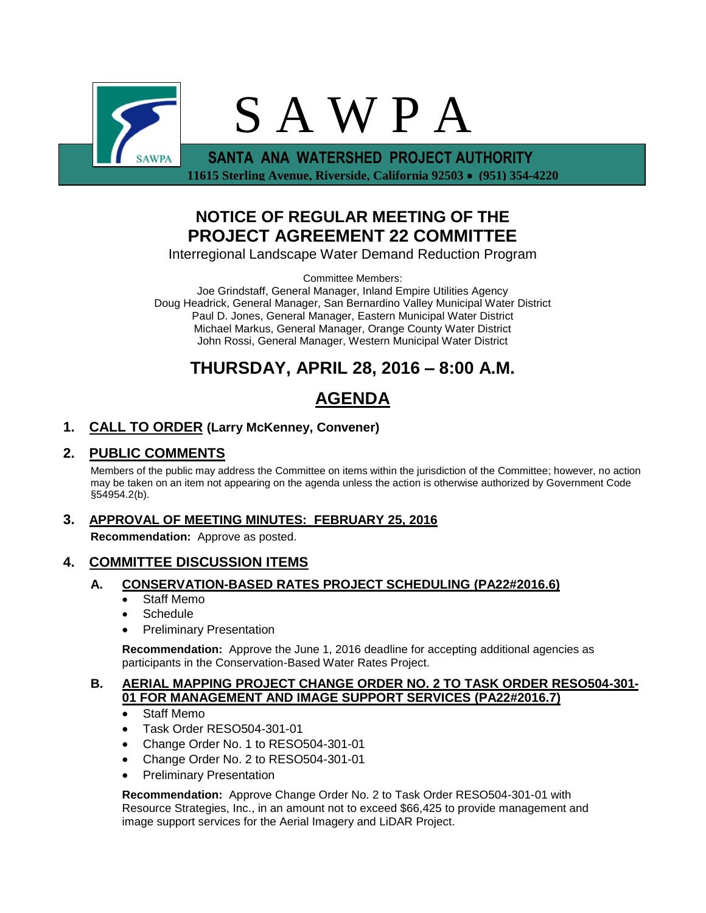# S A W P A

**SANTA ANA WATERSHED PROJECT AUTHORITY**

**11615 Sterling Avenue, Riverside, California 92503 • (951) 354-4220**

## NOTICE OF REGULAR MEETING OF THE PROJECT AGREEMENT 22 COMMITTEE

Interregional Landscape Water Demand Reduction Program

Committee Members:
Joe Grindstaff, General Manager, Inland Empire Utilities Agency
Doug Headrick, General Manager, San Bernardino Valley Municipal Water District
Paul D. Jones, General Manager, Eastern Municipal Water District
Michael Markus, General Manager, Orange County Water District
John Rossi, General Manager, Western Municipal Water District

## THURSDAY, APRIL 28, 2016 – 8:00 A.M.

## AGENDA

### 1. CALL TO ORDER (Larry McKenney, Convener)

### 2. PUBLIC COMMENTS

Members of the public may address the Committee on items within the jurisdiction of the Committee; however, no action may be taken on an item not appearing on the agenda unless the action is otherwise authorized by Government Code §54954.2(b).

### 3. APPROVAL OF MEETING MINUTES: FEBRUARY 25, 2016

**Recommendation:** Approve as posted.

### 4. COMMITTEE DISCUSSION ITEMS

#### A. CONSERVATION-BASED RATES PROJECT SCHEDULING (PA22#2016.6)

- Staff Memo
- Schedule
- Preliminary Presentation

**Recommendation:** Approve the June 1, 2016 deadline for accepting additional agencies as participants in the Conservation-Based Water Rates Project.

#### B. AERIAL MAPPING PROJECT CHANGE ORDER NO. 2 TO TASK ORDER RESO504-301-01 FOR MANAGEMENT AND IMAGE SUPPORT SERVICES (PA22#2016.7)

- Staff Memo
- Task Order RESO504-301-01
- Change Order No. 1 to RESO504-301-01
- Change Order No. 2 to RESO504-301-01
- Preliminary Presentation

**Recommendation:** Approve Change Order No. 2 to Task Order RESO504-301-01 with Resource Strategies, Inc., in an amount not to exceed $66,425 to provide management and image support services for the Aerial Imagery and LiDAR Project.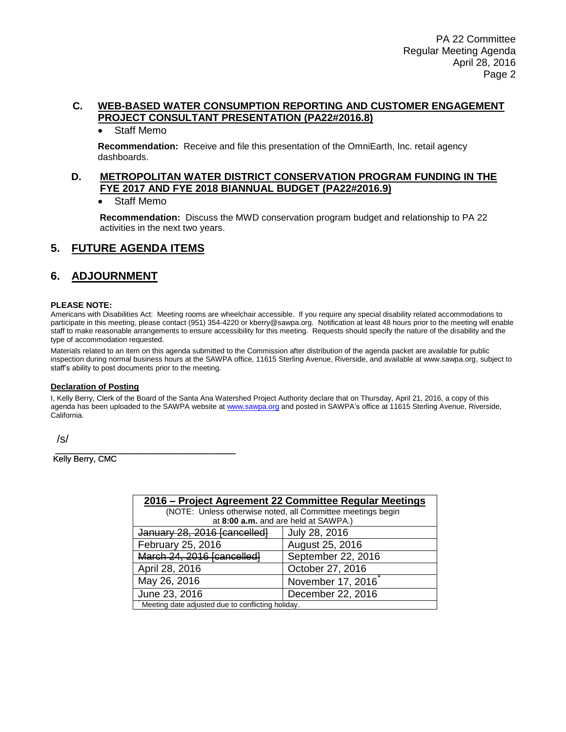### C. WEB-BASED WATER CONSUMPTION REPORTING AND CUSTOMER ENGAGEMENT PROJECT CONSULTANT PRESENTATION (PA22#2016.8)

- Staff Memo

**Recommendation:** Receive and file this presentation of the OmniEarth, Inc. retail agency dashboards.

### D. METROPOLITAN WATER DISTRICT CONSERVATION PROGRAM FUNDING IN THE FYE 2017 AND FYE 2018 BIANNUAL BUDGET (PA22#2016.9)

- Staff Memo

**Recommendation:** Discuss the MWD conservation program budget and relationship to PA 22 activities in the next two years.

## 5. FUTURE AGENDA ITEMS

## 6. ADJOURNMENT

**PLEASE NOTE:**

Americans with Disabilities Act: Meeting rooms are wheelchair accessible. If you require any special disability related accommodations to participate in this meeting, please contact (951) 354-4220 or kberry@sawpa.org. Notification at least 48 hours prior to the meeting will enable staff to make reasonable arrangements to ensure accessibility for this meeting. Requests should specify the nature of the disability and the type of accommodation requested.

Materials related to an item on this agenda submitted to the Commission after distribution of the agenda packet are available for public inspection during normal business hours at the SAWPA office, 11615 Sterling Avenue, Riverside, and available at www.sawpa.org, subject to staff's ability to post documents prior to the meeting.

**Declaration of Posting**

I, Kelly Berry, Clerk of the Board of the Santa Ana Watershed Project Authority declare that on Thursday, April 21, 2016, a copy of this agenda has been uploaded to the SAWPA website at www.sawpa.org and posted in SAWPA's office at 11615 Sterling Avenue, Riverside, California.

/s/

Kelly Berry, CMC

| 2016 – Project Agreement 22 Committee Regular Meetings | |
|---|---|
| (NOTE: Unless otherwise noted, all Committee meetings begin at **8:00 a.m.** and are held at SAWPA.) | |
| ~~January 28, 2016 [cancelled]~~ | July 28, 2016 |
| February 25, 2016 | August 25, 2016 |
| ~~March 24, 2016 [cancelled]~~ | September 22, 2016 |
| April 28, 2016 | October 27, 2016 |
| May 26, 2016 | November 17, 2016* |
| June 23, 2016 | December 22, 2016 |
| * Meeting date adjusted due to conflicting holiday. | |